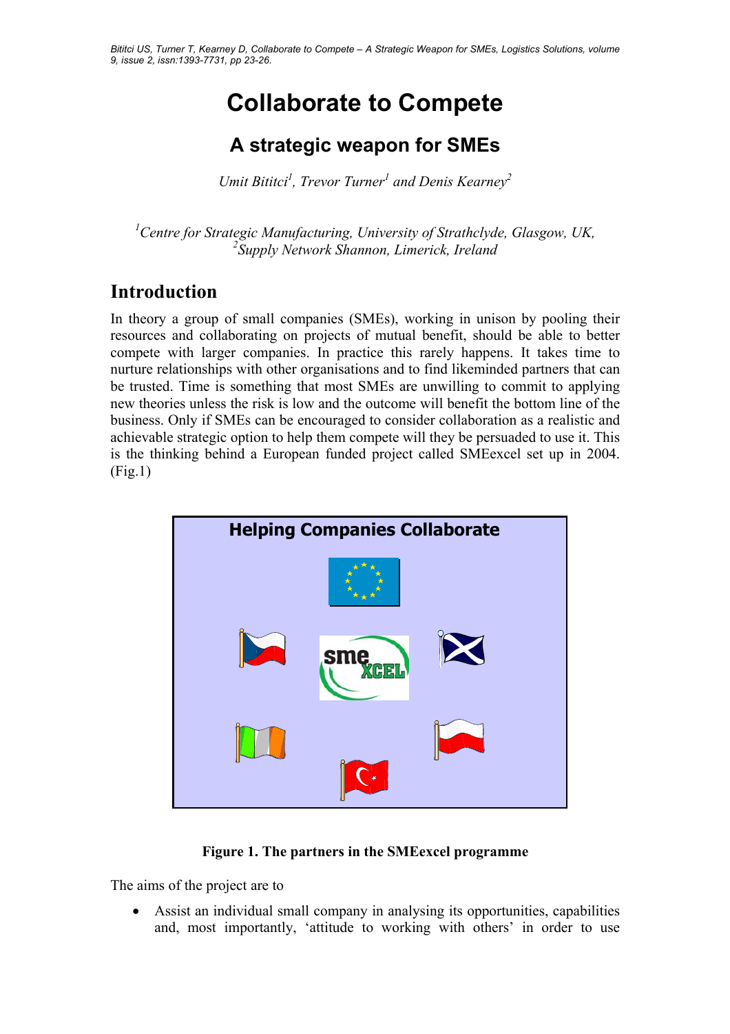# Collaborate to Compete

## A strategic weapon for SMEs

*Umit Bititci[1], Trevor Turner[1] and Denis Kearney[2]*

*[1]Centre for Strategic Manufacturing, University of Strathclyde, Glasgow, UK,*
*[2]Supply Network Shannon, Limerick, Ireland*

## Introduction

In theory a group of small companies (SMEs), working in unison by pooling their resources and collaborating on projects of mutual benefit, should be able to better compete with larger companies. In practice this rarely happens. It takes time to nurture relationships with other organisations and to find likeminded partners that can be trusted. Time is something that most SMEs are unwilling to commit to applying new theories unless the risk is low and the outcome will benefit the bottom line of the business. Only if SMEs can be encouraged to consider collaboration as a realistic and achievable strategic option to help them compete will they be persuaded to use it. This is the thinking behind a European funded project called SMEexcel set up in 2004. (Fig.1)

**Figure 1. The partners in the SMEexcel programme**

The aims of the project are to

- Assist an individual small company in analysing its opportunities, capabilities and, most importantly, 'attitude to working with others' in order to use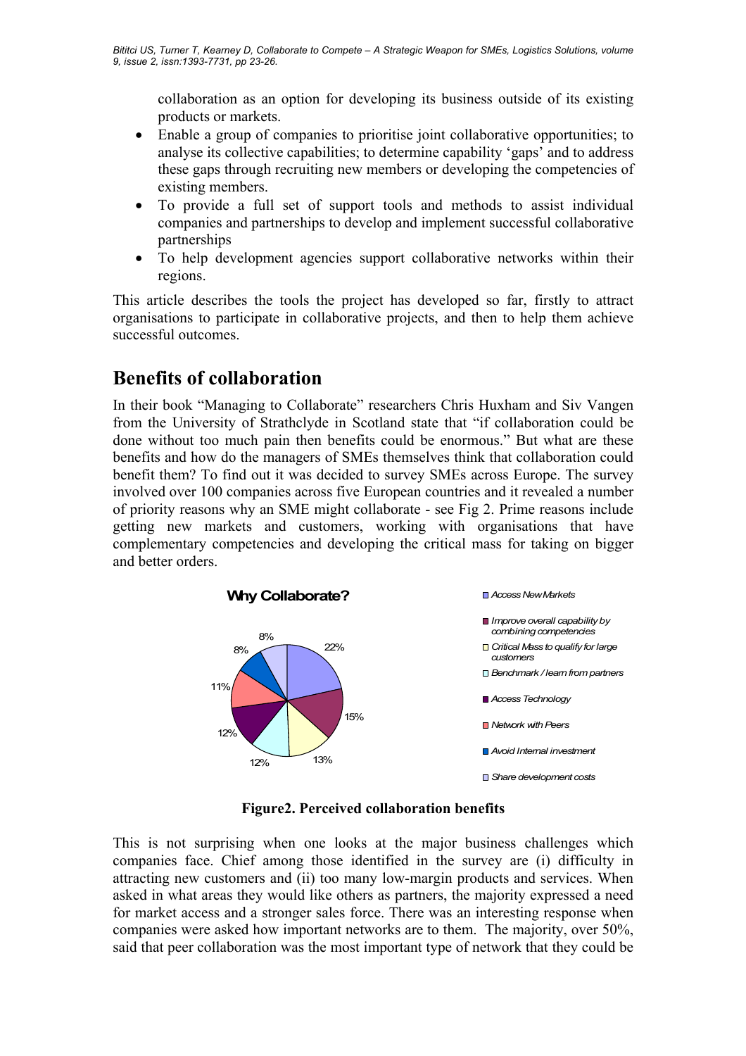collaboration as an option for developing its business outside of its existing products or markets.

- Enable a group of companies to prioritise joint collaborative opportunities; to analyse its collective capabilities; to determine capability 'gaps' and to address these gaps through recruiting new members or developing the competencies of existing members.
- To provide a full set of support tools and methods to assist individual companies and partnerships to develop and implement successful collaborative partnerships
- To help development agencies support collaborative networks within their regions.

This article describes the tools the project has developed so far, firstly to attract organisations to participate in collaborative projects, and then to help them achieve successful outcomes.

## Benefits of collaboration

In their book "Managing to Collaborate" researchers Chris Huxham and Siv Vangen from the University of Strathclyde in Scotland state that "if collaboration could be done without too much pain then benefits could be enormous." But what are these benefits and how do the managers of SMEs themselves think that collaboration could benefit them? To find out it was decided to survey SMEs across Europe. The survey involved over 100 companies across five European countries and it revealed a number of priority reasons why an SME might collaborate - see Fig 2. Prime reasons include getting new markets and customers, working with organisations that have complementary competencies and developing the critical mass for taking on bigger and better orders.

**Why Collaborate?**

| Reason | Percentage |
|---|---|
| Access New Markets | 22% |
| Improve overall capability by combining competencies | 15% |
| Critical Mass to qualify for large customers | 13% |
| Benchmark / learn from partners | 12% |
| Access Technology | 12% |
| Network with Peers | 11% |
| Avoid Internal investment | 8% |
| Share development costs | 8% |

**Figure2. Perceived collaboration benefits**

This is not surprising when one looks at the major business challenges which companies face. Chief among those identified in the survey are (i) difficulty in attracting new customers and (ii) too many low-margin products and services. When asked in what areas they would like others as partners, the majority expressed a need for market access and a stronger sales force. There was an interesting response when companies were asked how important networks are to them. The majority, over 50%, said that peer collaboration was the most important type of network that they could be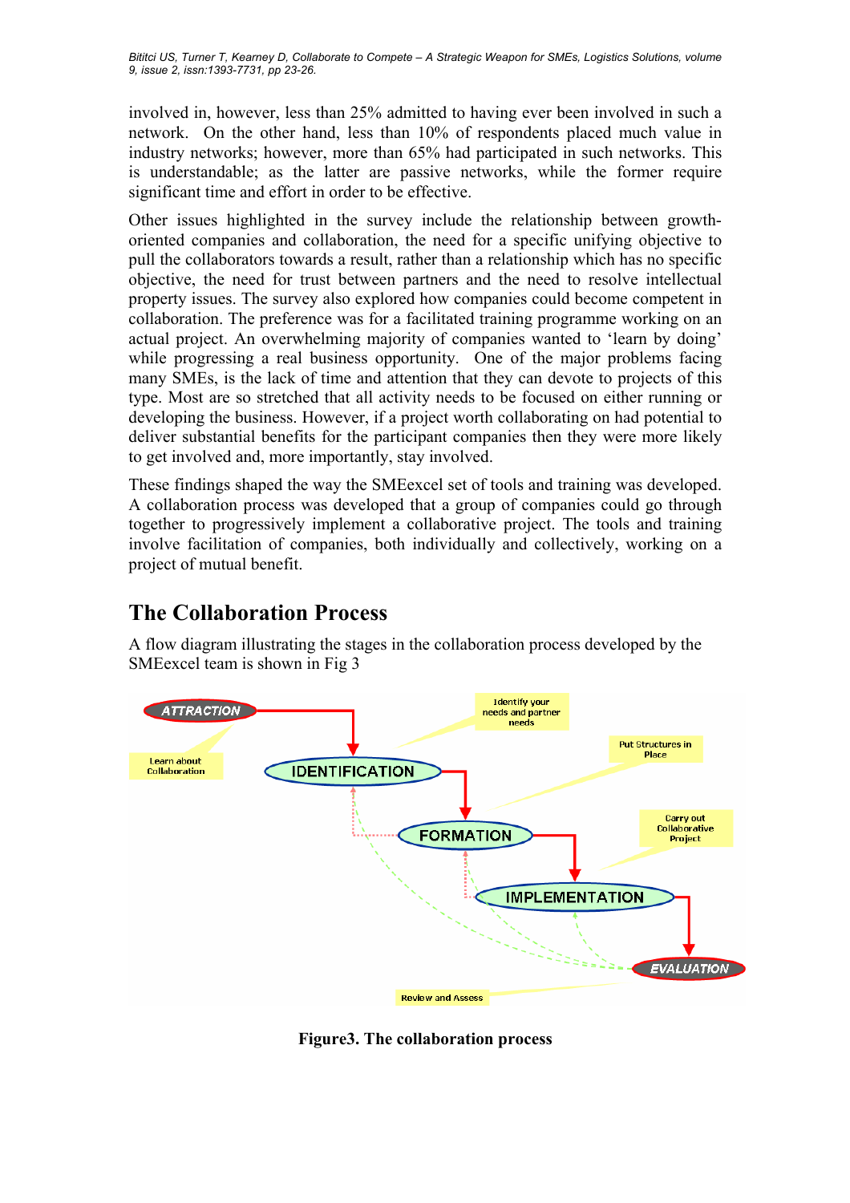involved in, however, less than 25% admitted to having ever been involved in such a network. On the other hand, less than 10% of respondents placed much value in industry networks; however, more than 65% had participated in such networks. This is understandable; as the latter are passive networks, while the former require significant time and effort in order to be effective.

Other issues highlighted in the survey include the relationship between growth-oriented companies and collaboration, the need for a specific unifying objective to pull the collaborators towards a result, rather than a relationship which has no specific objective, the need for trust between partners and the need to resolve intellectual property issues. The survey also explored how companies could become competent in collaboration. The preference was for a facilitated training programme working on an actual project. An overwhelming majority of companies wanted to 'learn by doing' while progressing a real business opportunity. One of the major problems facing many SMEs, is the lack of time and attention that they can devote to projects of this type. Most are so stretched that all activity needs to be focused on either running or developing the business. However, if a project worth collaborating on had potential to deliver substantial benefits for the participant companies then they were more likely to get involved and, more importantly, stay involved.

These findings shaped the way the SMEexcel set of tools and training was developed. A collaboration process was developed that a group of companies could go through together to progressively implement a collaborative project. The tools and training involve facilitation of companies, both individually and collectively, working on a project of mutual benefit.

## The Collaboration Process

A flow diagram illustrating the stages in the collaboration process developed by the SMEexcel team is shown in Fig 3

ATTRACTION — Learn about Collaboration

IDENTIFICATION — Identify your needs and partner needs

FORMATION — Put Structures in Place

IMPLEMENTATION — Carry out Collaborative Project

EVALUATION — Review and Assess

**Figure3. The collaboration process**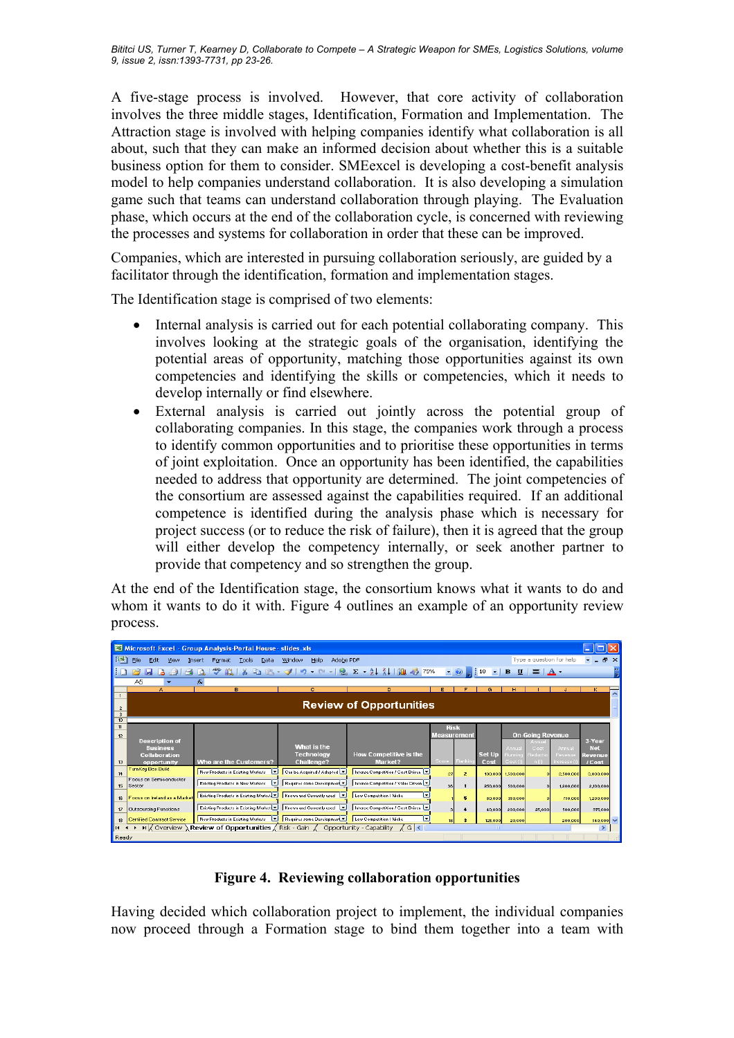A five-stage process is involved. However, that core activity of collaboration involves the three middle stages, Identification, Formation and Implementation. The Attraction stage is involved with helping companies identify what collaboration is all about, such that they can make an informed decision about whether this is a suitable business option for them to consider. SMEexcel is developing a cost-benefit analysis model to help companies understand collaboration. It is also developing a simulation game such that teams can understand collaboration through playing. The Evaluation phase, which occurs at the end of the collaboration cycle, is concerned with reviewing the processes and systems for collaboration in order that these can be improved.

Companies, which are interested in pursuing collaboration seriously, are guided by a facilitator through the identification, formation and implementation stages.

The Identification stage is comprised of two elements:

- Internal analysis is carried out for each potential collaborating company. This involves looking at the strategic goals of the organisation, identifying the potential areas of opportunity, matching those opportunities against its own competencies and identifying the skills or competencies, which it needs to develop internally or find elsewhere.
- External analysis is carried out jointly across the potential group of collaborating companies. In this stage, the companies work through a process to identify common opportunities and to prioritise these opportunities in terms of joint exploitation. Once an opportunity has been identified, the capabilities needed to address that opportunity are determined. The joint competencies of the consortium are assessed against the capabilities required. If an additional competence is identified during the analysis phase which is necessary for project success (or to reduce the risk of failure), then it is agreed that the group will either develop the competency internally, or seek another partner to provide that competency and so strengthen the group.

At the end of the Identification stage, the consortium knows what it wants to do and whom it wants to do it with. Figure 4 outlines an example of an opportunity review process.

**Figure 4. Reviewing collaboration opportunities**

Having decided which collaboration project to implement, the individual companies now proceed through a Formation stage to bind them together into a team with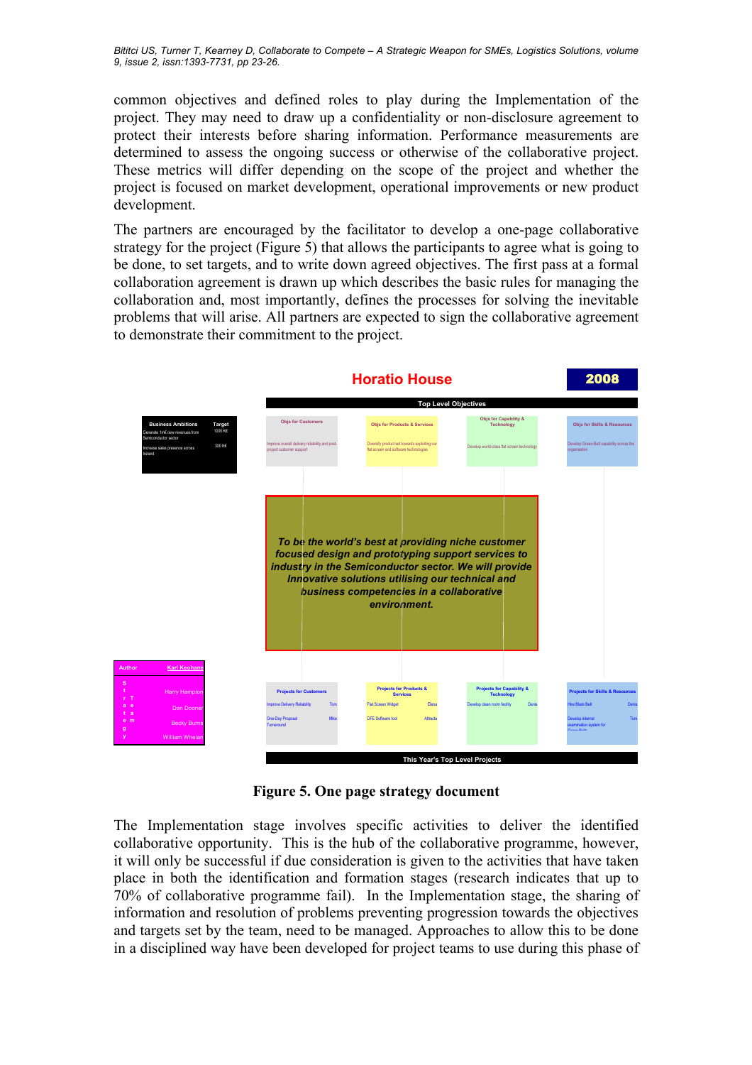common objectives and defined roles to play during the Implementation of the project. They may need to draw up a confidentiality or non-disclosure agreement to protect their interests before sharing information. Performance measurements are determined to assess the ongoing success or otherwise of the collaborative project. These metrics will differ depending on the scope of the project and whether the project is focused on market development, operational improvements or new product development.

The partners are encouraged by the facilitator to develop a one-page collaborative strategy for the project (Figure 5) that allows the participants to agree what is going to be done, to set targets, and to write down agreed objectives. The first pass at a formal collaboration agreement is drawn up which describes the basic rules for managing the collaboration and, most importantly, defines the processes for solving the inevitable problems that will arise. All partners are expected to sign the collaborative agreement to demonstrate their commitment to the project.

**Horatio House** — **2008**

**Top Level Objectives**

| Business Ambitions | Target |
|---|---|
| Generate 1m€ new revenues from Semiconductor sector | 1000 K€ |
| Increase sales presence across Ireland | 300 K€ |

| Objs for Customers | Objs for Products & Services | Objs for Capability & Technology | Objs for Skills & Resources |
|---|---|---|---|
| Improve overall delivery reliability and post-project customer support | Diversify product set towards exploiting our flat screen and software technologies | Develop world-class flat screen technology | Develop Green-Belt capability across the organisation |

*To be the world's best at providing niche customer focused design and prototyping support services to industry in the Semiconductor sector. We will provide Innovative solutions utilising our technical and business competencies in a collaborative environment.*

| Author | Karl Keohane |
|---|---|
| Strategy Team | Harry Hampton |
| | Dan Dooner |
| | Becky Burns |
| | William Whelan |

| Projects for Customers | Projects for Products & Services | Projects for Capability & Technology | Projects for Skills & Resources |
|---|---|---|---|
| Improve Delivery Reliability – Tom | Flat Screen Widget – Elena | Develop clean room facility – Denis | Hire Black Belt – Denis |
| One-Day Proposal Turnaround – Mike | DFE Software tool – Attracta | | Develop internal examination system for Green Belts – Tom |

**This Year's Top Level Projects**

**Figure 5. One page strategy document**

The Implementation stage involves specific activities to deliver the identified collaborative opportunity. This is the hub of the collaborative programme, however, it will only be successful if due consideration is given to the activities that have taken place in both the identification and formation stages (research indicates that up to 70% of collaborative programme fail). In the Implementation stage, the sharing of information and resolution of problems preventing progression towards the objectives and targets set by the team, need to be managed. Approaches to allow this to be done in a disciplined way have been developed for project teams to use during this phase of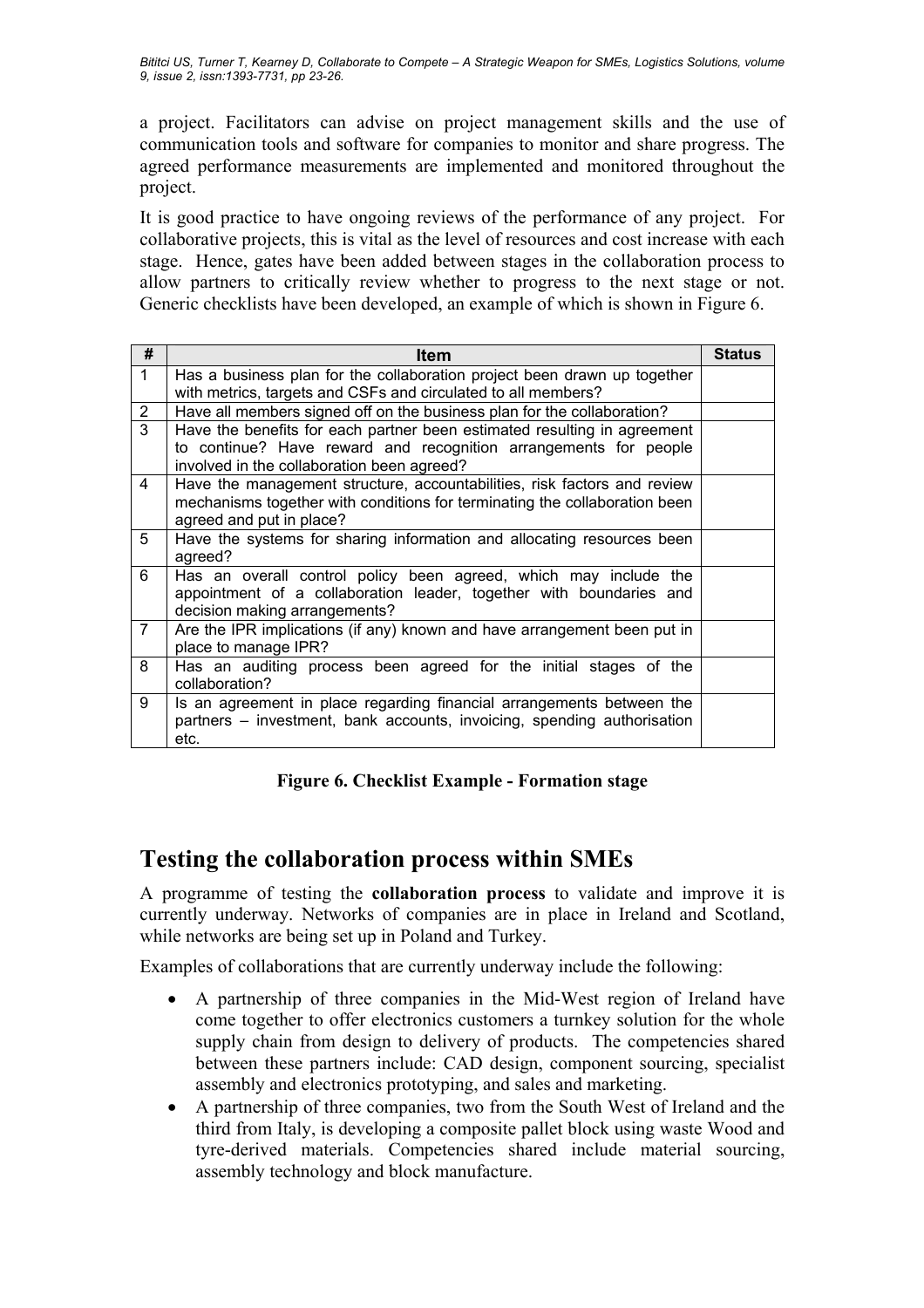a project. Facilitators can advise on project management skills and the use of communication tools and software for companies to monitor and share progress. The agreed performance measurements are implemented and monitored throughout the project.

It is good practice to have ongoing reviews of the performance of any project. For collaborative projects, this is vital as the level of resources and cost increase with each stage. Hence, gates have been added between stages in the collaboration process to allow partners to critically review whether to progress to the next stage or not. Generic checklists have been developed, an example of which is shown in Figure 6.

| # | Item | Status |
| --- | --- | --- |
| 1 | Has a business plan for the collaboration project been drawn up together with metrics, targets and CSFs and circulated to all members? | |
| 2 | Have all members signed off on the business plan for the collaboration? | |
| 3 | Have the benefits for each partner been estimated resulting in agreement to continue? Have reward and recognition arrangements for people involved in the collaboration been agreed? | |
| 4 | Have the management structure, accountabilities, risk factors and review mechanisms together with conditions for terminating the collaboration been agreed and put in place? | |
| 5 | Have the systems for sharing information and allocating resources been agreed? | |
| 6 | Has an overall control policy been agreed, which may include the appointment of a collaboration leader, together with boundaries and decision making arrangements? | |
| 7 | Are the IPR implications (if any) known and have arrangement been put in place to manage IPR? | |
| 8 | Has an auditing process been agreed for the initial stages of the collaboration? | |
| 9 | Is an agreement in place regarding financial arrangements between the partners – investment, bank accounts, invoicing, spending authorisation etc. | |

**Figure 6. Checklist Example - Formation stage**

## Testing the collaboration process within SMEs

A programme of testing the **collaboration process** to validate and improve it is currently underway. Networks of companies are in place in Ireland and Scotland, while networks are being set up in Poland and Turkey.

Examples of collaborations that are currently underway include the following:

- A partnership of three companies in the Mid-West region of Ireland have come together to offer electronics customers a turnkey solution for the whole supply chain from design to delivery of products. The competencies shared between these partners include: CAD design, component sourcing, specialist assembly and electronics prototyping, and sales and marketing.
- A partnership of three companies, two from the South West of Ireland and the third from Italy, is developing a composite pallet block using waste Wood and tyre-derived materials. Competencies shared include material sourcing, assembly technology and block manufacture.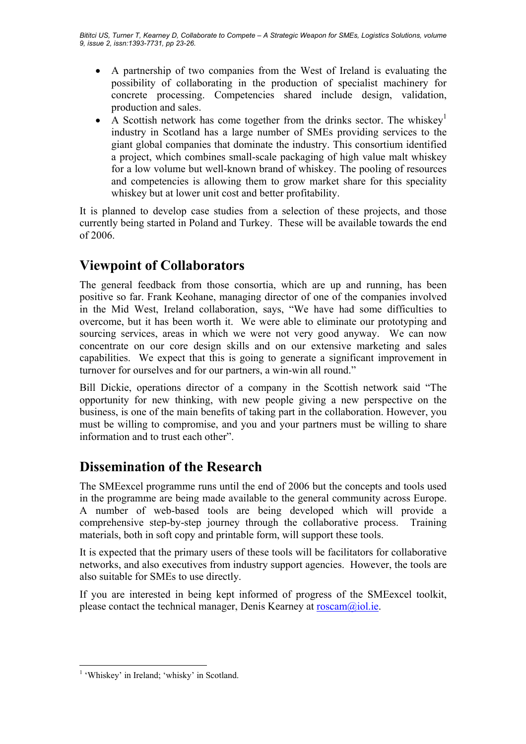- A partnership of two companies from the West of Ireland is evaluating the possibility of collaborating in the production of specialist machinery for concrete processing. Competencies shared include design, validation, production and sales.
- A Scottish network has come together from the drinks sector. The whiskey[1] industry in Scotland has a large number of SMEs providing services to the giant global companies that dominate the industry. This consortium identified a project, which combines small-scale packaging of high value malt whiskey for a low volume but well-known brand of whiskey. The pooling of resources and competencies is allowing them to grow market share for this speciality whiskey but at lower unit cost and better profitability.

It is planned to develop case studies from a selection of these projects, and those currently being started in Poland and Turkey. These will be available towards the end of 2006.

## Viewpoint of Collaborators

The general feedback from those consortia, which are up and running, has been positive so far. Frank Keohane, managing director of one of the companies involved in the Mid West, Ireland collaboration, says, "We have had some difficulties to overcome, but it has been worth it. We were able to eliminate our prototyping and sourcing services, areas in which we were not very good anyway. We can now concentrate on our core design skills and on our extensive marketing and sales capabilities. We expect that this is going to generate a significant improvement in turnover for ourselves and for our partners, a win-win all round."

Bill Dickie, operations director of a company in the Scottish network said "The opportunity for new thinking, with new people giving a new perspective on the business, is one of the main benefits of taking part in the collaboration. However, you must be willing to compromise, and you and your partners must be willing to share information and to trust each other".

## Dissemination of the Research

The SMEexcel programme runs until the end of 2006 but the concepts and tools used in the programme are being made available to the general community across Europe. A number of web-based tools are being developed which will provide a comprehensive step-by-step journey through the collaborative process. Training materials, both in soft copy and printable form, will support these tools.

It is expected that the primary users of these tools will be facilitators for collaborative networks, and also executives from industry support agencies. However, the tools are also suitable for SMEs to use directly.

If you are interested in being kept informed of progress of the SMEexcel toolkit, please contact the technical manager, Denis Kearney at roscam@iol.ie.

---

[1] 'Whiskey' in Ireland; 'whisky' in Scotland.